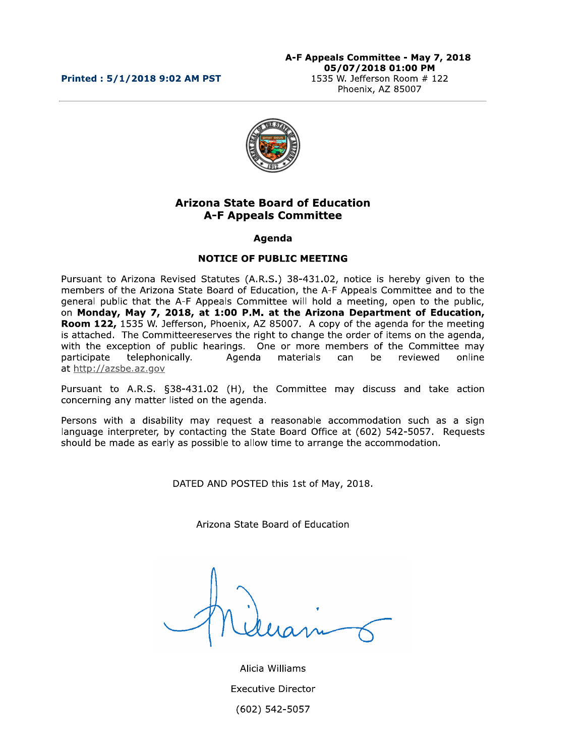**Printed : 5/1/2018 9:02 AM PST**

**A-F Appeals Committee - May 7, 2018**
**05/07/2018 01:00 PM**
1535 W. Jefferson Room # 122
Phoenix, AZ 85007

# Arizona State Board of Education
# A-F Appeals Committee

## Agenda

## NOTICE OF PUBLIC MEETING

Pursuant to Arizona Revised Statutes (A.R.S.) 38-431.02, notice is hereby given to the members of the Arizona State Board of Education, the A-F Appeals Committee and to the general public that the A-F Appeals Committee will hold a meeting, open to the public, on **Monday, May 7, 2018, at 1:00 P.M. at the Arizona Department of Education, Room 122,** 1535 W. Jefferson, Phoenix, AZ 85007. A copy of the agenda for the meeting is attached. The Committeereserves the right to change the order of items on the agenda, with the exception of public hearings. One or more members of the Committee may participate telephonically. Agenda materials can be reviewed online at http://azsbe.az.gov

Pursuant to A.R.S. §38-431.02 (H), the Committee may discuss and take action concerning any matter listed on the agenda.

Persons with a disability may request a reasonable accommodation such as a sign language interpreter, by contacting the State Board Office at (602) 542-5057. Requests should be made as early as possible to allow time to arrange the accommodation.

DATED AND POSTED this 1st of May, 2018.

Arizona State Board of Education

Alicia Williams

Executive Director

(602) 542-5057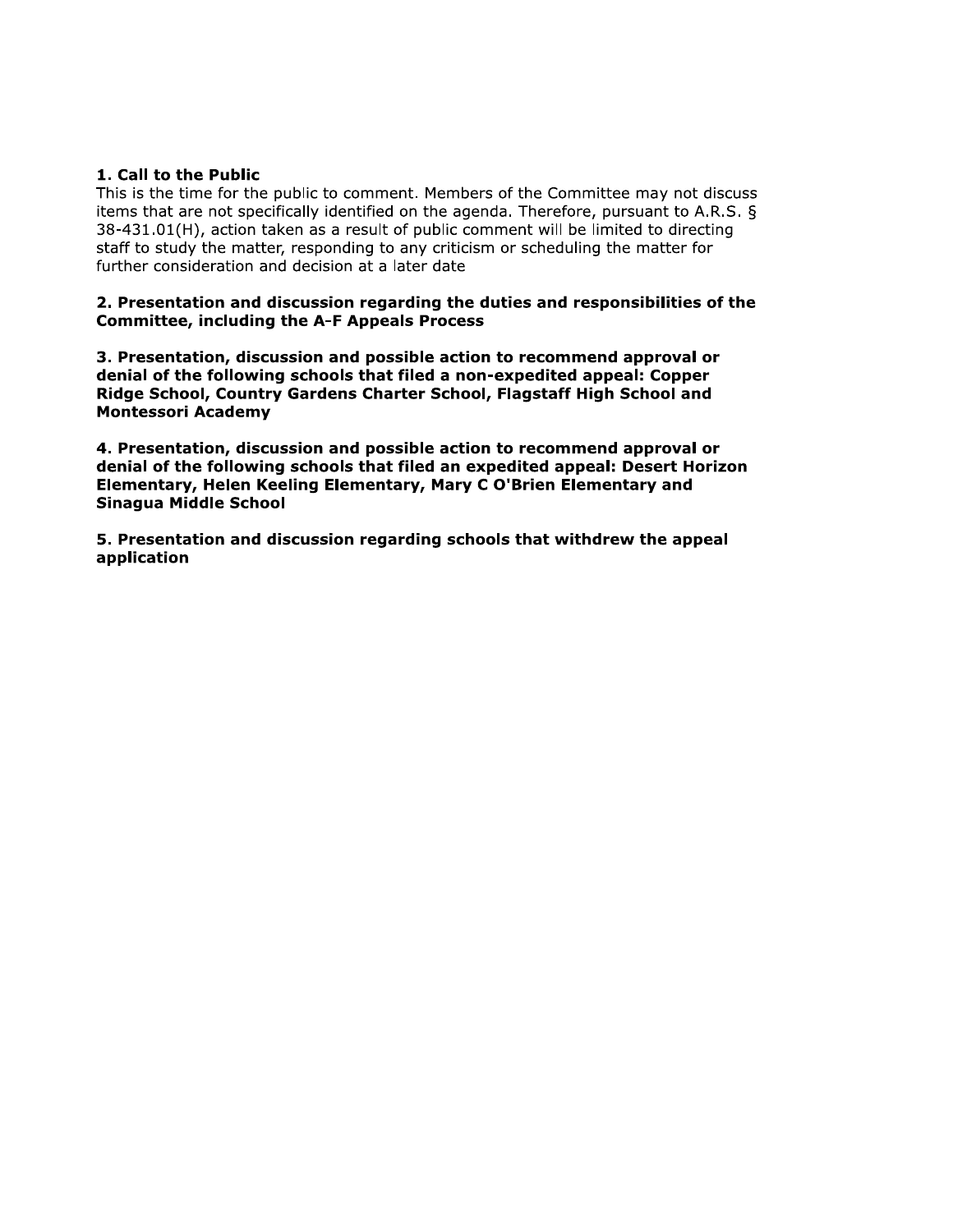**1. Call to the Public**

This is the time for the public to comment. Members of the Committee may not discuss items that are not specifically identified on the agenda. Therefore, pursuant to A.R.S. § 38-431.01(H), action taken as a result of public comment will be limited to directing staff to study the matter, responding to any criticism or scheduling the matter for further consideration and decision at a later date

**2. Presentation and discussion regarding the duties and responsibilities of the Committee, including the A-F Appeals Process**

**3. Presentation, discussion and possible action to recommend approval or denial of the following schools that filed a non-expedited appeal: Copper Ridge School, Country Gardens Charter School, Flagstaff High School and Montessori Academy**

**4. Presentation, discussion and possible action to recommend approval or denial of the following schools that filed an expedited appeal: Desert Horizon Elementary, Helen Keeling Elementary, Mary C O'Brien Elementary and Sinagua Middle School**

**5. Presentation and discussion regarding schools that withdrew the appeal application**